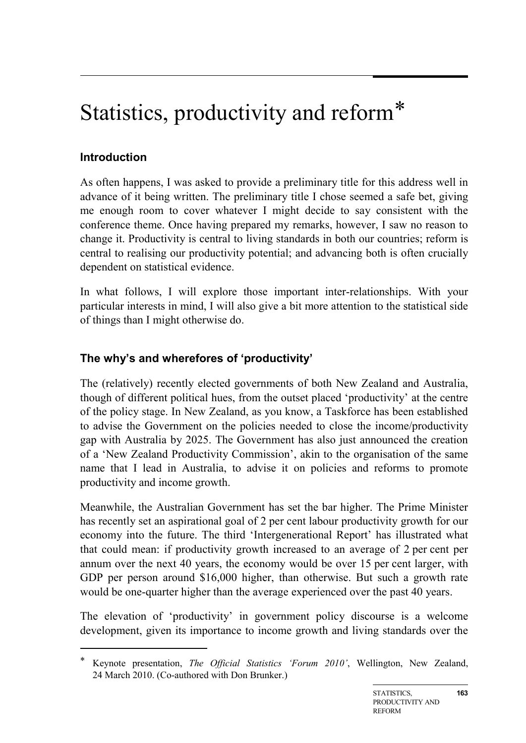# Statistics, productivity and reform*

## Introduction

As often happens, I was asked to provide a preliminary title for this address well in advance of it being written. The preliminary title I chose seemed a safe bet, giving me enough room to cover whatever I might decide to say consistent with the conference theme. Once having prepared my remarks, however, I saw no reason to change it. Productivity is central to living standards in both our countries; reform is central to realising our productivity potential; and advancing both is often crucially dependent on statistical evidence.

In what follows, I will explore those important inter-relationships. With your particular interests in mind, I will also give a bit more attention to the statistical side of things than I might otherwise do.

## The why's and wherefores of 'productivity'

The (relatively) recently elected governments of both New Zealand and Australia, though of different political hues, from the outset placed 'productivity' at the centre of the policy stage. In New Zealand, as you know, a Taskforce has been established to advise the Government on the policies needed to close the income/productivity gap with Australia by 2025. The Government has also just announced the creation of a 'New Zealand Productivity Commission', akin to the organisation of the same name that I lead in Australia, to advise it on policies and reforms to promote productivity and income growth.

Meanwhile, the Australian Government has set the bar higher. The Prime Minister has recently set an aspirational goal of 2 per cent labour productivity growth for our economy into the future. The third 'Intergenerational Report' has illustrated what that could mean: if productivity growth increased to an average of 2 per cent per annum over the next 40 years, the economy would be over 15 per cent larger, with GDP per person around $16,000 higher, than otherwise. But such a growth rate would be one-quarter higher than the average experienced over the past 40 years.

The elevation of 'productivity' in government policy discourse is a welcome development, given its importance to income growth and living standards over the

---

* Keynote presentation, *The Official Statistics 'Forum 2010'*, Wellington, New Zealand, 24 March 2010. (Co-authored with Don Brunker.)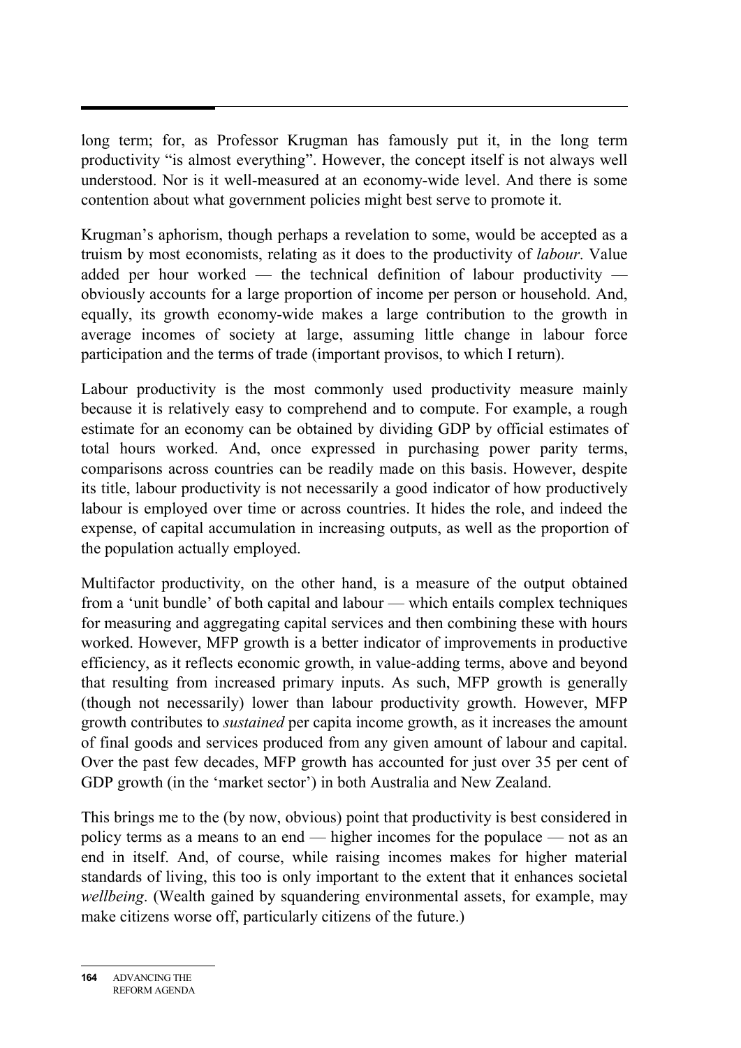long term; for, as Professor Krugman has famously put it, in the long term productivity "is almost everything". However, the concept itself is not always well understood. Nor is it well-measured at an economy-wide level. And there is some contention about what government policies might best serve to promote it.

Krugman's aphorism, though perhaps a revelation to some, would be accepted as a truism by most economists, relating as it does to the productivity of *labour*. Value added per hour worked — the technical definition of labour productivity — obviously accounts for a large proportion of income per person or household. And, equally, its growth economy-wide makes a large contribution to the growth in average incomes of society at large, assuming little change in labour force participation and the terms of trade (important provisos, to which I return).

Labour productivity is the most commonly used productivity measure mainly because it is relatively easy to comprehend and to compute. For example, a rough estimate for an economy can be obtained by dividing GDP by official estimates of total hours worked. And, once expressed in purchasing power parity terms, comparisons across countries can be readily made on this basis. However, despite its title, labour productivity is not necessarily a good indicator of how productively labour is employed over time or across countries. It hides the role, and indeed the expense, of capital accumulation in increasing outputs, as well as the proportion of the population actually employed.

Multifactor productivity, on the other hand, is a measure of the output obtained from a 'unit bundle' of both capital and labour — which entails complex techniques for measuring and aggregating capital services and then combining these with hours worked. However, MFP growth is a better indicator of improvements in productive efficiency, as it reflects economic growth, in value-adding terms, above and beyond that resulting from increased primary inputs. As such, MFP growth is generally (though not necessarily) lower than labour productivity growth. However, MFP growth contributes to *sustained* per capita income growth, as it increases the amount of final goods and services produced from any given amount of labour and capital. Over the past few decades, MFP growth has accounted for just over 35 per cent of GDP growth (in the 'market sector') in both Australia and New Zealand.

This brings me to the (by now, obvious) point that productivity is best considered in policy terms as a means to an end — higher incomes for the populace — not as an end in itself. And, of course, while raising incomes makes for higher material standards of living, this too is only important to the extent that it enhances societal *wellbeing*. (Wealth gained by squandering environmental assets, for example, may make citizens worse off, particularly citizens of the future.)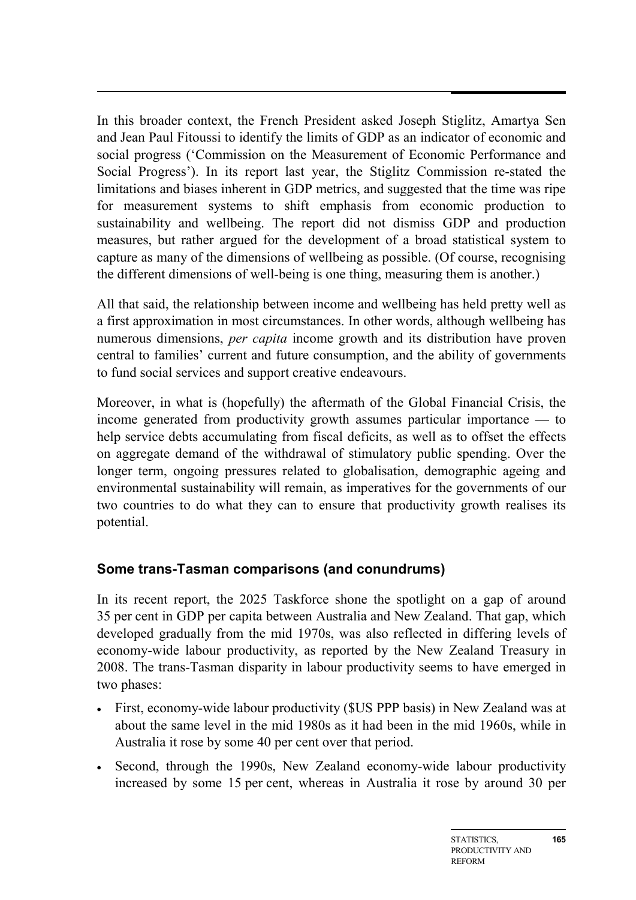In this broader context, the French President asked Joseph Stiglitz, Amartya Sen and Jean Paul Fitoussi to identify the limits of GDP as an indicator of economic and social progress ('Commission on the Measurement of Economic Performance and Social Progress'). In its report last year, the Stiglitz Commission re-stated the limitations and biases inherent in GDP metrics, and suggested that the time was ripe for measurement systems to shift emphasis from economic production to sustainability and wellbeing. The report did not dismiss GDP and production measures, but rather argued for the development of a broad statistical system to capture as many of the dimensions of wellbeing as possible. (Of course, recognising the different dimensions of well-being is one thing, measuring them is another.)

All that said, the relationship between income and wellbeing has held pretty well as a first approximation in most circumstances. In other words, although wellbeing has numerous dimensions, *per capita* income growth and its distribution have proven central to families' current and future consumption, and the ability of governments to fund social services and support creative endeavours.

Moreover, in what is (hopefully) the aftermath of the Global Financial Crisis, the income generated from productivity growth assumes particular importance — to help service debts accumulating from fiscal deficits, as well as to offset the effects on aggregate demand of the withdrawal of stimulatory public spending. Over the longer term, ongoing pressures related to globalisation, demographic ageing and environmental sustainability will remain, as imperatives for the governments of our two countries to do what they can to ensure that productivity growth realises its potential.

## Some trans-Tasman comparisons (and conundrums)

In its recent report, the 2025 Taskforce shone the spotlight on a gap of around 35 per cent in GDP per capita between Australia and New Zealand. That gap, which developed gradually from the mid 1970s, was also reflected in differing levels of economy-wide labour productivity, as reported by the New Zealand Treasury in 2008. The trans-Tasman disparity in labour productivity seems to have emerged in two phases:

- First, economy-wide labour productivity ($US PPP basis) in New Zealand was at about the same level in the mid 1980s as it had been in the mid 1960s, while in Australia it rose by some 40 per cent over that period.
- Second, through the 1990s, New Zealand economy-wide labour productivity increased by some 15 per cent, whereas in Australia it rose by around 30 per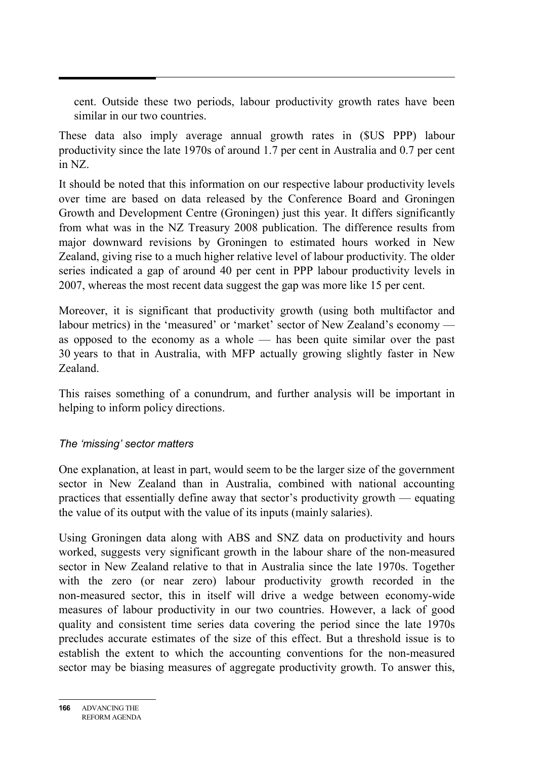cent. Outside these two periods, labour productivity growth rates have been similar in our two countries.

These data also imply average annual growth rates in ($US PPP) labour productivity since the late 1970s of around 1.7 per cent in Australia and 0.7 per cent in NZ.

It should be noted that this information on our respective labour productivity levels over time are based on data released by the Conference Board and Groningen Growth and Development Centre (Groningen) just this year. It differs significantly from what was in the NZ Treasury 2008 publication. The difference results from major downward revisions by Groningen to estimated hours worked in New Zealand, giving rise to a much higher relative level of labour productivity. The older series indicated a gap of around 40 per cent in PPP labour productivity levels in 2007, whereas the most recent data suggest the gap was more like 15 per cent.

Moreover, it is significant that productivity growth (using both multifactor and labour metrics) in the 'measured' or 'market' sector of New Zealand's economy — as opposed to the economy as a whole — has been quite similar over the past 30 years to that in Australia, with MFP actually growing slightly faster in New Zealand.

This raises something of a conundrum, and further analysis will be important in helping to inform policy directions.

### *The 'missing' sector matters*

One explanation, at least in part, would seem to be the larger size of the government sector in New Zealand than in Australia, combined with national accounting practices that essentially define away that sector's productivity growth — equating the value of its output with the value of its inputs (mainly salaries).

Using Groningen data along with ABS and SNZ data on productivity and hours worked, suggests very significant growth in the labour share of the non-measured sector in New Zealand relative to that in Australia since the late 1970s. Together with the zero (or near zero) labour productivity growth recorded in the non-measured sector, this in itself will drive a wedge between economy-wide measures of labour productivity in our two countries. However, a lack of good quality and consistent time series data covering the period since the late 1970s precludes accurate estimates of the size of this effect. But a threshold issue is to establish the extent to which the accounting conventions for the non-measured sector may be biasing measures of aggregate productivity growth. To answer this,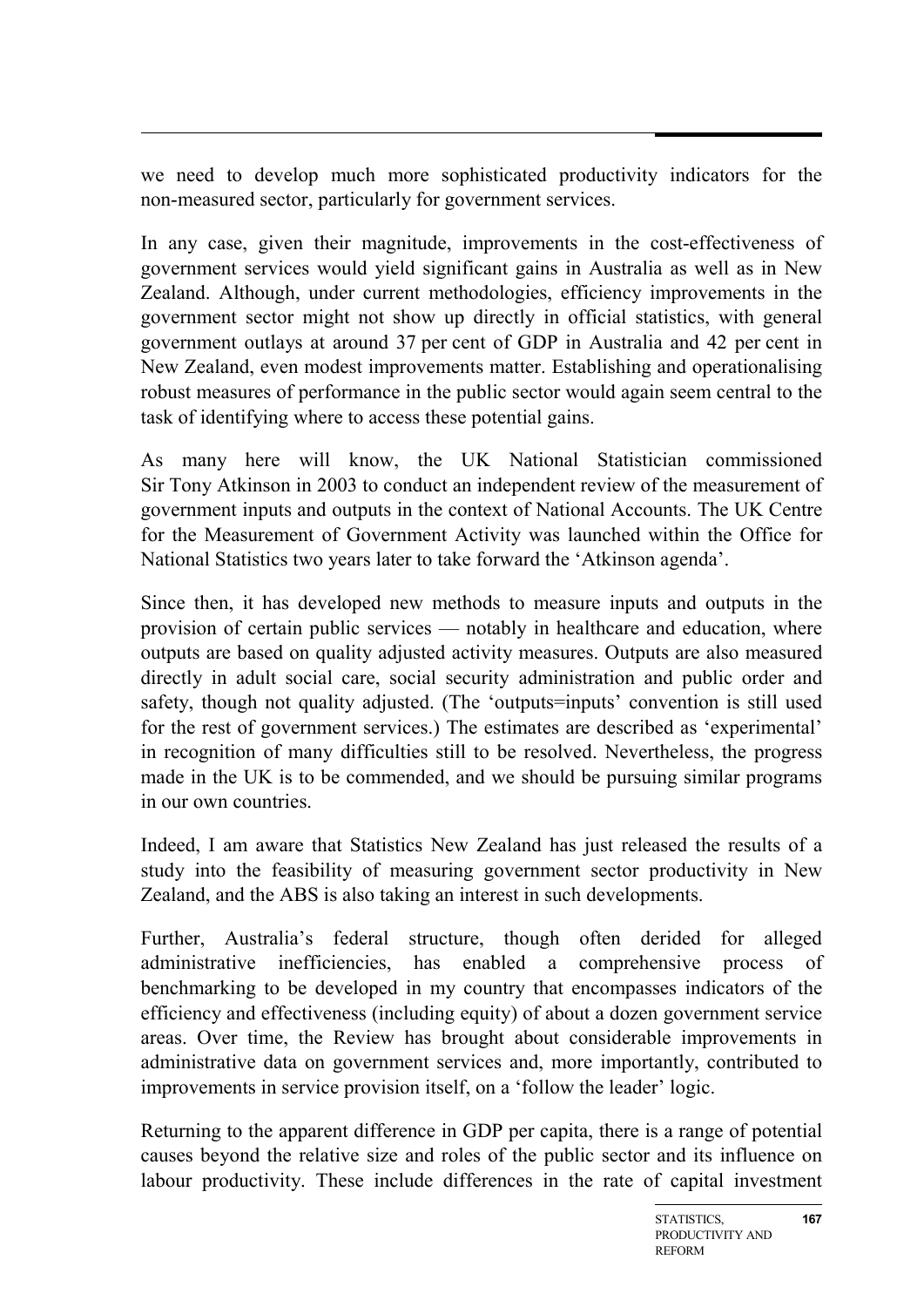we need to develop much more sophisticated productivity indicators for the non-measured sector, particularly for government services.

In any case, given their magnitude, improvements in the cost-effectiveness of government services would yield significant gains in Australia as well as in New Zealand. Although, under current methodologies, efficiency improvements in the government sector might not show up directly in official statistics, with general government outlays at around 37 per cent of GDP in Australia and 42 per cent in New Zealand, even modest improvements matter. Establishing and operationalising robust measures of performance in the public sector would again seem central to the task of identifying where to access these potential gains.

As many here will know, the UK National Statistician commissioned Sir Tony Atkinson in 2003 to conduct an independent review of the measurement of government inputs and outputs in the context of National Accounts. The UK Centre for the Measurement of Government Activity was launched within the Office for National Statistics two years later to take forward the 'Atkinson agenda'.

Since then, it has developed new methods to measure inputs and outputs in the provision of certain public services — notably in healthcare and education, where outputs are based on quality adjusted activity measures. Outputs are also measured directly in adult social care, social security administration and public order and safety, though not quality adjusted. (The 'outputs=inputs' convention is still used for the rest of government services.) The estimates are described as 'experimental' in recognition of many difficulties still to be resolved. Nevertheless, the progress made in the UK is to be commended, and we should be pursuing similar programs in our own countries.

Indeed, I am aware that Statistics New Zealand has just released the results of a study into the feasibility of measuring government sector productivity in New Zealand, and the ABS is also taking an interest in such developments.

Further, Australia's federal structure, though often derided for alleged administrative inefficiencies, has enabled a comprehensive process of benchmarking to be developed in my country that encompasses indicators of the efficiency and effectiveness (including equity) of about a dozen government service areas. Over time, the Review has brought about considerable improvements in administrative data on government services and, more importantly, contributed to improvements in service provision itself, on a 'follow the leader' logic.

Returning to the apparent difference in GDP per capita, there is a range of potential causes beyond the relative size and roles of the public sector and its influence on labour productivity. These include differences in the rate of capital investment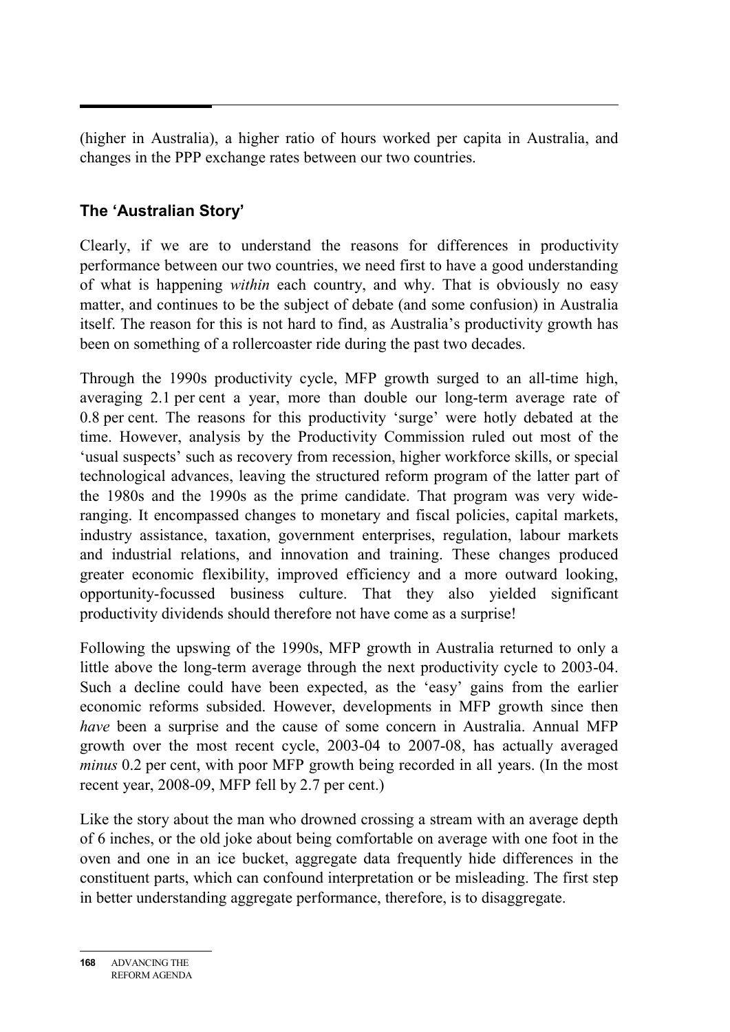(higher in Australia), a higher ratio of hours worked per capita in Australia, and changes in the PPP exchange rates between our two countries.

## The 'Australian Story'

Clearly, if we are to understand the reasons for differences in productivity performance between our two countries, we need first to have a good understanding of what is happening *within* each country, and why. That is obviously no easy matter, and continues to be the subject of debate (and some confusion) in Australia itself. The reason for this is not hard to find, as Australia's productivity growth has been on something of a rollercoaster ride during the past two decades.

Through the 1990s productivity cycle, MFP growth surged to an all-time high, averaging 2.1 per cent a year, more than double our long-term average rate of 0.8 per cent. The reasons for this productivity 'surge' were hotly debated at the time. However, analysis by the Productivity Commission ruled out most of the 'usual suspects' such as recovery from recession, higher workforce skills, or special technological advances, leaving the structured reform program of the latter part of the 1980s and the 1990s as the prime candidate. That program was very wide-ranging. It encompassed changes to monetary and fiscal policies, capital markets, industry assistance, taxation, government enterprises, regulation, labour markets and industrial relations, and innovation and training. These changes produced greater economic flexibility, improved efficiency and a more outward looking, opportunity-focussed business culture. That they also yielded significant productivity dividends should therefore not have come as a surprise!

Following the upswing of the 1990s, MFP growth in Australia returned to only a little above the long-term average through the next productivity cycle to 2003-04. Such a decline could have been expected, as the 'easy' gains from the earlier economic reforms subsided. However, developments in MFP growth since then *have* been a surprise and the cause of some concern in Australia. Annual MFP growth over the most recent cycle, 2003-04 to 2007-08, has actually averaged *minus* 0.2 per cent, with poor MFP growth being recorded in all years. (In the most recent year, 2008-09, MFP fell by 2.7 per cent.)

Like the story about the man who drowned crossing a stream with an average depth of 6 inches, or the old joke about being comfortable on average with one foot in the oven and one in an ice bucket, aggregate data frequently hide differences in the constituent parts, which can confound interpretation or be misleading. The first step in better understanding aggregate performance, therefore, is to disaggregate.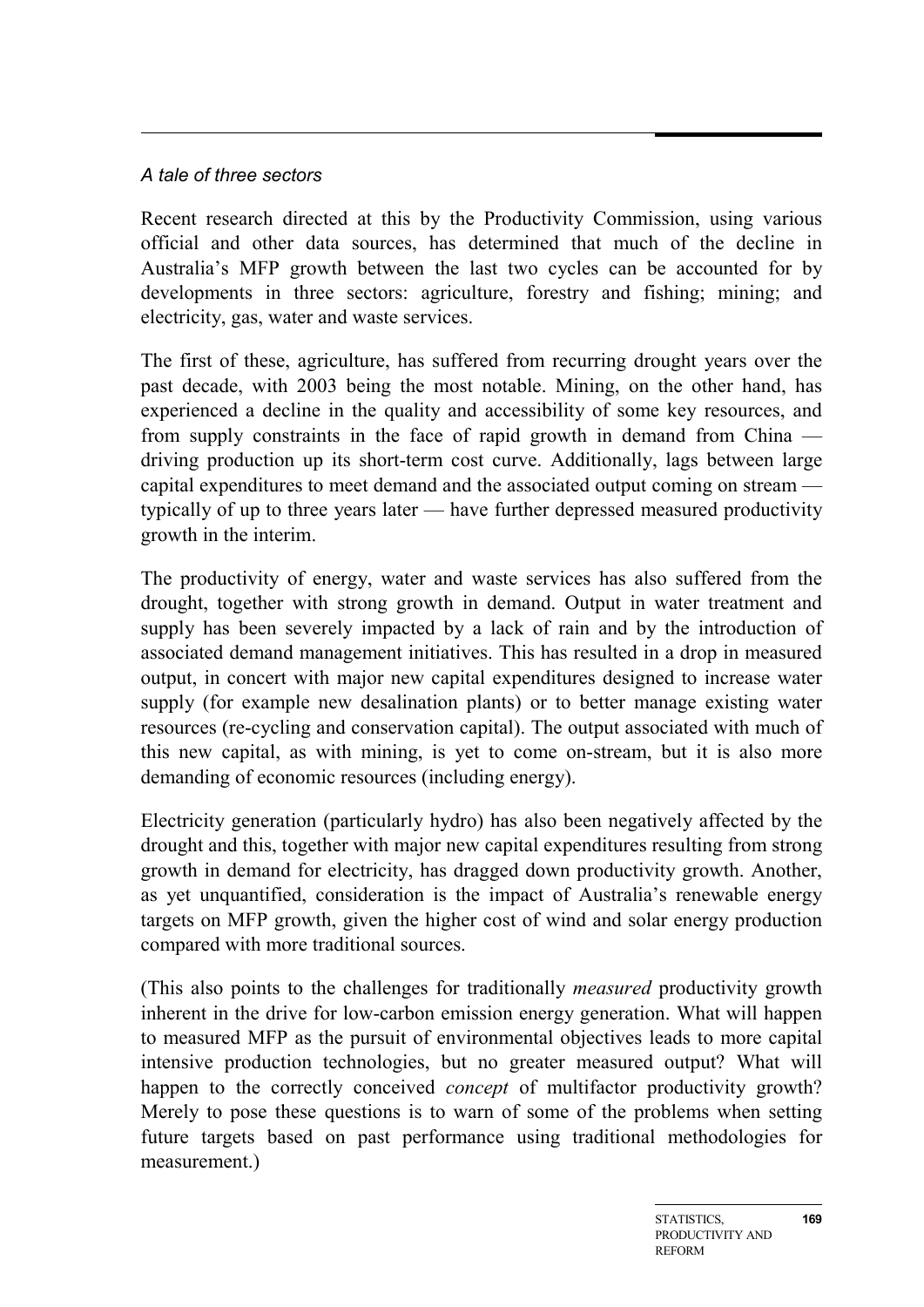*A tale of three sectors*

Recent research directed at this by the Productivity Commission, using various official and other data sources, has determined that much of the decline in Australia's MFP growth between the last two cycles can be accounted for by developments in three sectors: agriculture, forestry and fishing; mining; and electricity, gas, water and waste services.

The first of these, agriculture, has suffered from recurring drought years over the past decade, with 2003 being the most notable. Mining, on the other hand, has experienced a decline in the quality and accessibility of some key resources, and from supply constraints in the face of rapid growth in demand from China — driving production up its short-term cost curve. Additionally, lags between large capital expenditures to meet demand and the associated output coming on stream — typically of up to three years later — have further depressed measured productivity growth in the interim.

The productivity of energy, water and waste services has also suffered from the drought, together with strong growth in demand. Output in water treatment and supply has been severely impacted by a lack of rain and by the introduction of associated demand management initiatives. This has resulted in a drop in measured output, in concert with major new capital expenditures designed to increase water supply (for example new desalination plants) or to better manage existing water resources (re-cycling and conservation capital). The output associated with much of this new capital, as with mining, is yet to come on-stream, but it is also more demanding of economic resources (including energy).

Electricity generation (particularly hydro) has also been negatively affected by the drought and this, together with major new capital expenditures resulting from strong growth in demand for electricity, has dragged down productivity growth. Another, as yet unquantified, consideration is the impact of Australia's renewable energy targets on MFP growth, given the higher cost of wind and solar energy production compared with more traditional sources.

(This also points to the challenges for traditionally *measured* productivity growth inherent in the drive for low-carbon emission energy generation. What will happen to measured MFP as the pursuit of environmental objectives leads to more capital intensive production technologies, but no greater measured output? What will happen to the correctly conceived *concept* of multifactor productivity growth? Merely to pose these questions is to warn of some of the problems when setting future targets based on past performance using traditional methodologies for measurement.)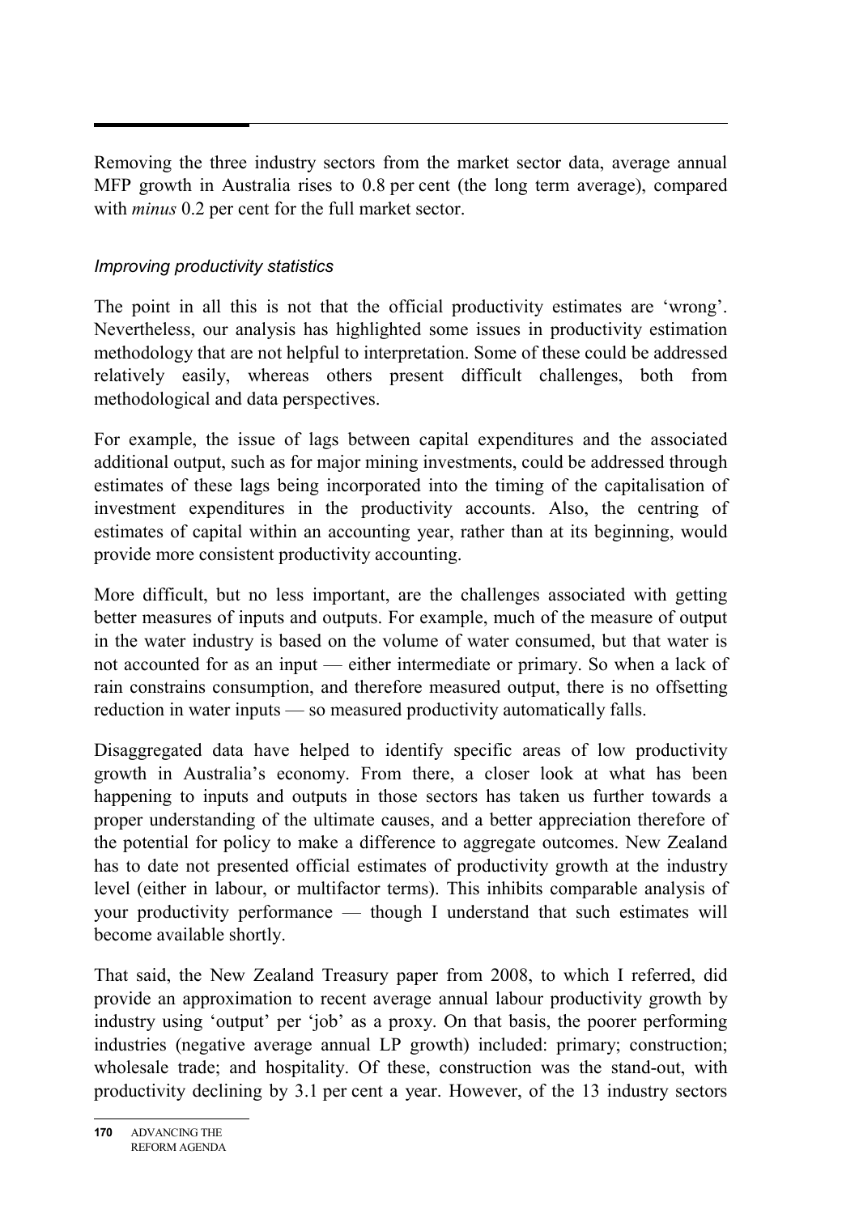Removing the three industry sectors from the market sector data, average annual MFP growth in Australia rises to 0.8 per cent (the long term average), compared with *minus* 0.2 per cent for the full market sector.

### *Improving productivity statistics*

The point in all this is not that the official productivity estimates are 'wrong'. Nevertheless, our analysis has highlighted some issues in productivity estimation methodology that are not helpful to interpretation. Some of these could be addressed relatively easily, whereas others present difficult challenges, both from methodological and data perspectives.

For example, the issue of lags between capital expenditures and the associated additional output, such as for major mining investments, could be addressed through estimates of these lags being incorporated into the timing of the capitalisation of investment expenditures in the productivity accounts. Also, the centring of estimates of capital within an accounting year, rather than at its beginning, would provide more consistent productivity accounting.

More difficult, but no less important, are the challenges associated with getting better measures of inputs and outputs. For example, much of the measure of output in the water industry is based on the volume of water consumed, but that water is not accounted for as an input — either intermediate or primary. So when a lack of rain constrains consumption, and therefore measured output, there is no offsetting reduction in water inputs — so measured productivity automatically falls.

Disaggregated data have helped to identify specific areas of low productivity growth in Australia's economy. From there, a closer look at what has been happening to inputs and outputs in those sectors has taken us further towards a proper understanding of the ultimate causes, and a better appreciation therefore of the potential for policy to make a difference to aggregate outcomes. New Zealand has to date not presented official estimates of productivity growth at the industry level (either in labour, or multifactor terms). This inhibits comparable analysis of your productivity performance — though I understand that such estimates will become available shortly.

That said, the New Zealand Treasury paper from 2008, to which I referred, did provide an approximation to recent average annual labour productivity growth by industry using 'output' per 'job' as a proxy. On that basis, the poorer performing industries (negative average annual LP growth) included: primary; construction; wholesale trade; and hospitality. Of these, construction was the stand-out, with productivity declining by 3.1 per cent a year. However, of the 13 industry sectors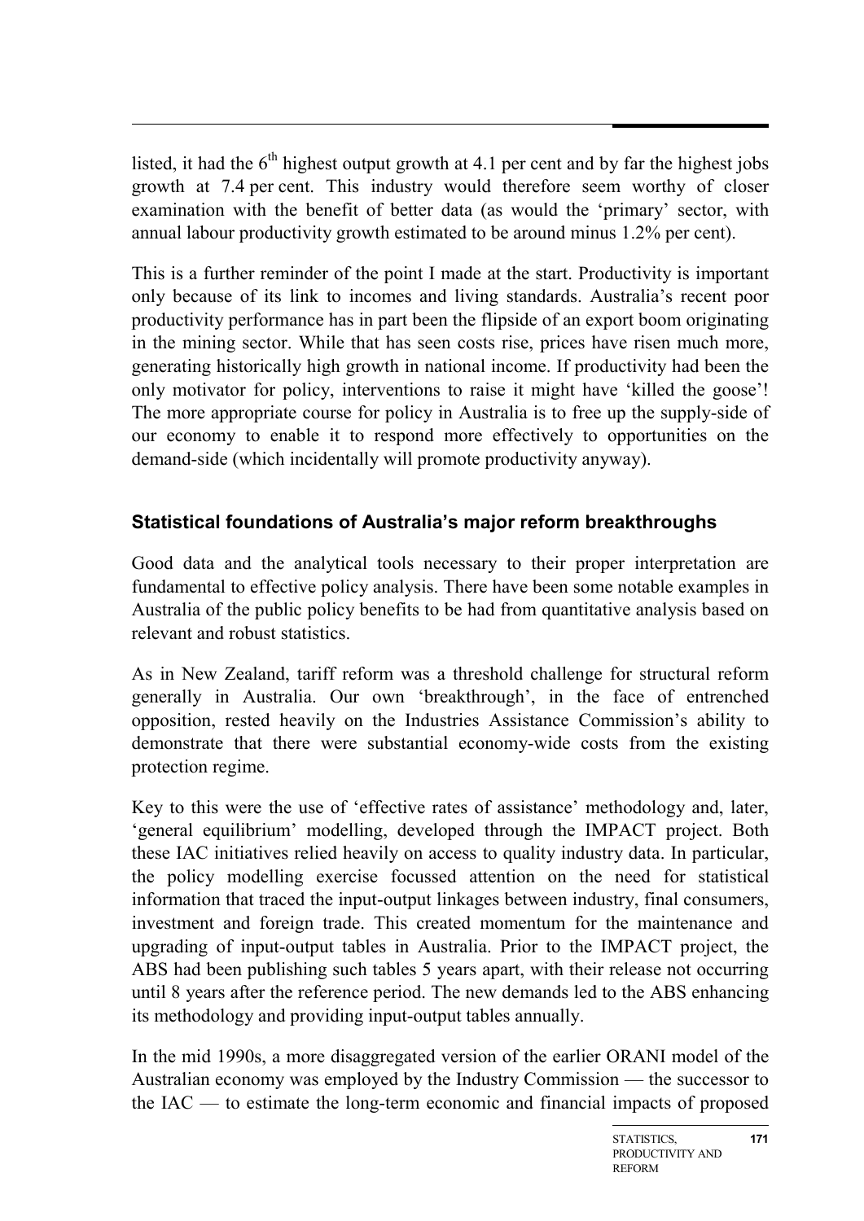listed, it had the 6th highest output growth at 4.1 per cent and by far the highest jobs growth at 7.4 per cent. This industry would therefore seem worthy of closer examination with the benefit of better data (as would the 'primary' sector, with annual labour productivity growth estimated to be around minus 1.2% per cent).

This is a further reminder of the point I made at the start. Productivity is important only because of its link to incomes and living standards. Australia's recent poor productivity performance has in part been the flipside of an export boom originating in the mining sector. While that has seen costs rise, prices have risen much more, generating historically high growth in national income. If productivity had been the only motivator for policy, interventions to raise it might have 'killed the goose'! The more appropriate course for policy in Australia is to free up the supply-side of our economy to enable it to respond more effectively to opportunities on the demand-side (which incidentally will promote productivity anyway).

### Statistical foundations of Australia's major reform breakthroughs

Good data and the analytical tools necessary to their proper interpretation are fundamental to effective policy analysis. There have been some notable examples in Australia of the public policy benefits to be had from quantitative analysis based on relevant and robust statistics.

As in New Zealand, tariff reform was a threshold challenge for structural reform generally in Australia. Our own 'breakthrough', in the face of entrenched opposition, rested heavily on the Industries Assistance Commission's ability to demonstrate that there were substantial economy-wide costs from the existing protection regime.

Key to this were the use of 'effective rates of assistance' methodology and, later, 'general equilibrium' modelling, developed through the IMPACT project. Both these IAC initiatives relied heavily on access to quality industry data. In particular, the policy modelling exercise focussed attention on the need for statistical information that traced the input-output linkages between industry, final consumers, investment and foreign trade. This created momentum for the maintenance and upgrading of input-output tables in Australia. Prior to the IMPACT project, the ABS had been publishing such tables 5 years apart, with their release not occurring until 8 years after the reference period. The new demands led to the ABS enhancing its methodology and providing input-output tables annually.

In the mid 1990s, a more disaggregated version of the earlier ORANI model of the Australian economy was employed by the Industry Commission — the successor to the IAC — to estimate the long-term economic and financial impacts of proposed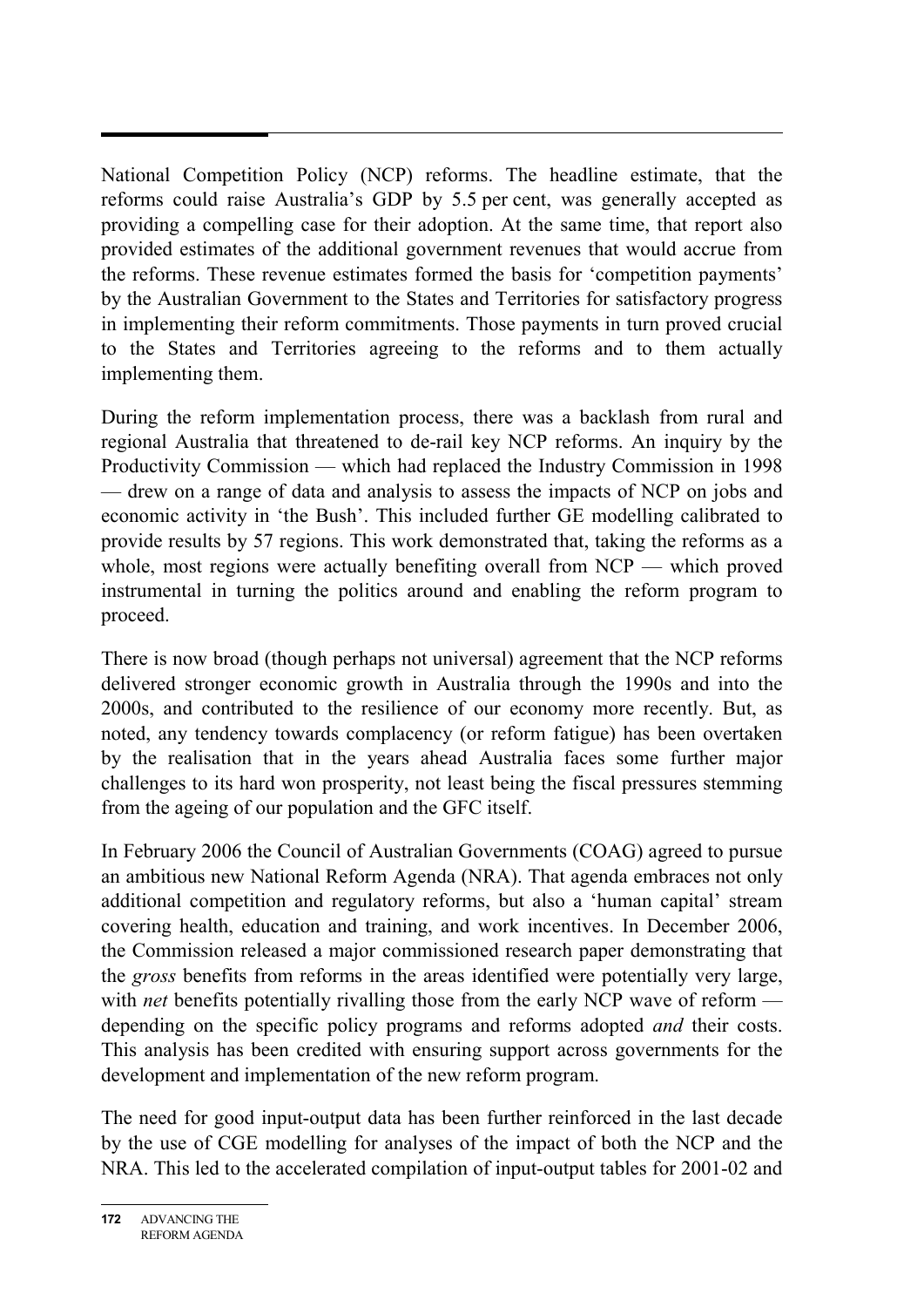National Competition Policy (NCP) reforms. The headline estimate, that the reforms could raise Australia's GDP by 5.5 per cent, was generally accepted as providing a compelling case for their adoption. At the same time, that report also provided estimates of the additional government revenues that would accrue from the reforms. These revenue estimates formed the basis for 'competition payments' by the Australian Government to the States and Territories for satisfactory progress in implementing their reform commitments. Those payments in turn proved crucial to the States and Territories agreeing to the reforms and to them actually implementing them.

During the reform implementation process, there was a backlash from rural and regional Australia that threatened to de-rail key NCP reforms. An inquiry by the Productivity Commission — which had replaced the Industry Commission in 1998 — drew on a range of data and analysis to assess the impacts of NCP on jobs and economic activity in 'the Bush'. This included further GE modelling calibrated to provide results by 57 regions. This work demonstrated that, taking the reforms as a whole, most regions were actually benefiting overall from NCP — which proved instrumental in turning the politics around and enabling the reform program to proceed.

There is now broad (though perhaps not universal) agreement that the NCP reforms delivered stronger economic growth in Australia through the 1990s and into the 2000s, and contributed to the resilience of our economy more recently. But, as noted, any tendency towards complacency (or reform fatigue) has been overtaken by the realisation that in the years ahead Australia faces some further major challenges to its hard won prosperity, not least being the fiscal pressures stemming from the ageing of our population and the GFC itself.

In February 2006 the Council of Australian Governments (COAG) agreed to pursue an ambitious new National Reform Agenda (NRA). That agenda embraces not only additional competition and regulatory reforms, but also a 'human capital' stream covering health, education and training, and work incentives. In December 2006, the Commission released a major commissioned research paper demonstrating that the *gross* benefits from reforms in the areas identified were potentially very large, with *net* benefits potentially rivalling those from the early NCP wave of reform — depending on the specific policy programs and reforms adopted *and* their costs. This analysis has been credited with ensuring support across governments for the development and implementation of the new reform program.

The need for good input-output data has been further reinforced in the last decade by the use of CGE modelling for analyses of the impact of both the NCP and the NRA. This led to the accelerated compilation of input-output tables for 2001-02 and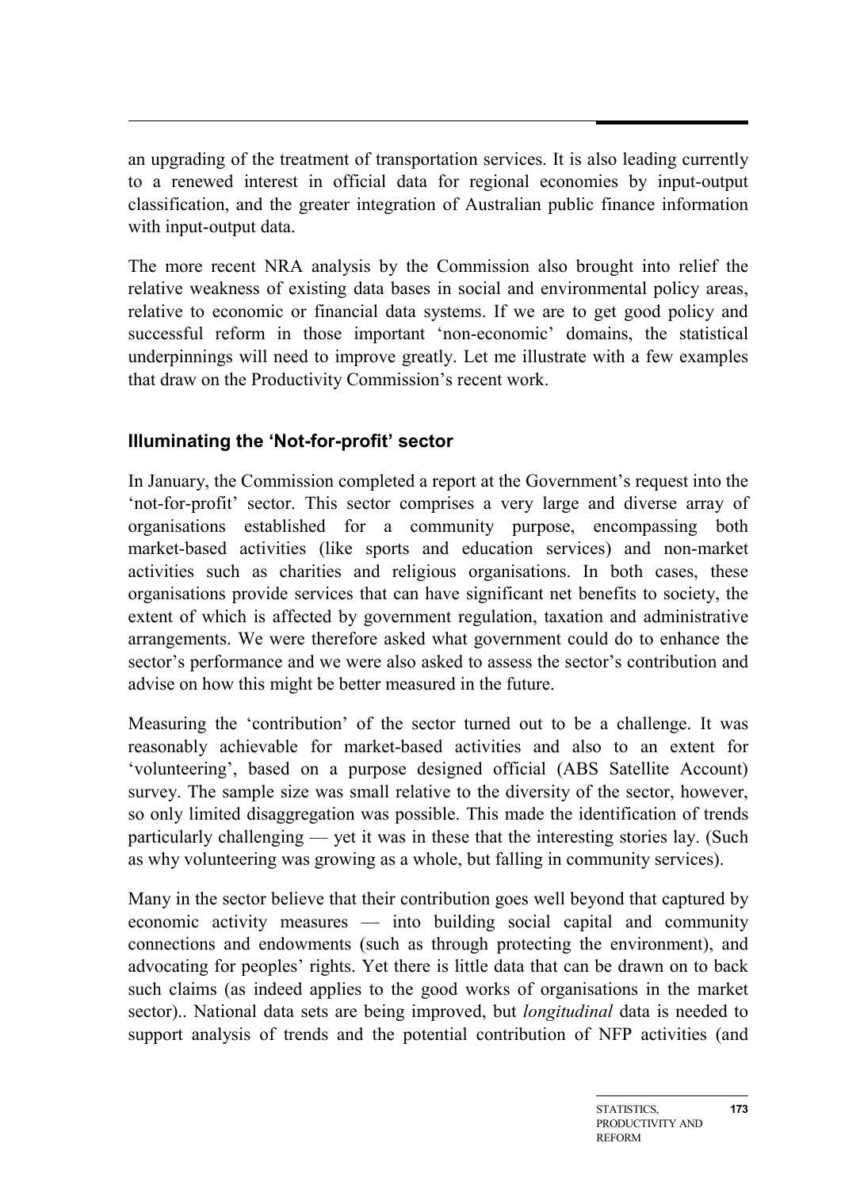an upgrading of the treatment of transportation services. It is also leading currently to a renewed interest in official data for regional economies by input-output classification, and the greater integration of Australian public finance information with input-output data.

The more recent NRA analysis by the Commission also brought into relief the relative weakness of existing data bases in social and environmental policy areas, relative to economic or financial data systems. If we are to get good policy and successful reform in those important 'non-economic' domains, the statistical underpinnings will need to improve greatly. Let me illustrate with a few examples that draw on the Productivity Commission's recent work.

### Illuminating the 'Not-for-profit' sector

In January, the Commission completed a report at the Government's request into the 'not-for-profit' sector. This sector comprises a very large and diverse array of organisations established for a community purpose, encompassing both market-based activities (like sports and education services) and non-market activities such as charities and religious organisations. In both cases, these organisations provide services that can have significant net benefits to society, the extent of which is affected by government regulation, taxation and administrative arrangements. We were therefore asked what government could do to enhance the sector's performance and we were also asked to assess the sector's contribution and advise on how this might be better measured in the future.

Measuring the 'contribution' of the sector turned out to be a challenge. It was reasonably achievable for market-based activities and also to an extent for 'volunteering', based on a purpose designed official (ABS Satellite Account) survey. The sample size was small relative to the diversity of the sector, however, so only limited disaggregation was possible. This made the identification of trends particularly challenging — yet it was in these that the interesting stories lay. (Such as why volunteering was growing as a whole, but falling in community services).

Many in the sector believe that their contribution goes well beyond that captured by economic activity measures — into building social capital and community connections and endowments (such as through protecting the environment), and advocating for peoples' rights. Yet there is little data that can be drawn on to back such claims (as indeed applies to the good works of organisations in the market sector).. National data sets are being improved, but *longitudinal* data is needed to support analysis of trends and the potential contribution of NFP activities (and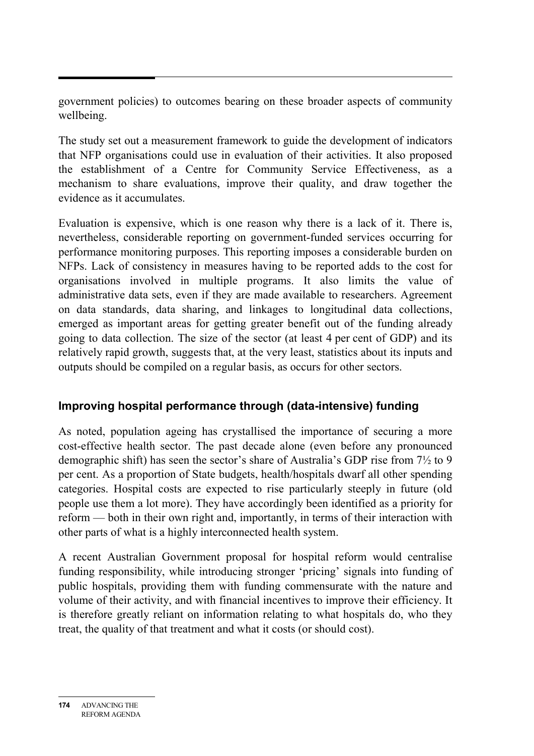government policies) to outcomes bearing on these broader aspects of community wellbeing.

The study set out a measurement framework to guide the development of indicators that NFP organisations could use in evaluation of their activities. It also proposed the establishment of a Centre for Community Service Effectiveness, as a mechanism to share evaluations, improve their quality, and draw together the evidence as it accumulates.

Evaluation is expensive, which is one reason why there is a lack of it. There is, nevertheless, considerable reporting on government-funded services occurring for performance monitoring purposes. This reporting imposes a considerable burden on NFPs. Lack of consistency in measures having to be reported adds to the cost for organisations involved in multiple programs. It also limits the value of administrative data sets, even if they are made available to researchers. Agreement on data standards, data sharing, and linkages to longitudinal data collections, emerged as important areas for getting greater benefit out of the funding already going to data collection. The size of the sector (at least 4 per cent of GDP) and its relatively rapid growth, suggests that, at the very least, statistics about its inputs and outputs should be compiled on a regular basis, as occurs for other sectors.

### Improving hospital performance through (data-intensive) funding

As noted, population ageing has crystallised the importance of securing a more cost-effective health sector. The past decade alone (even before any pronounced demographic shift) has seen the sector's share of Australia's GDP rise from 7½ to 9 per cent. As a proportion of State budgets, health/hospitals dwarf all other spending categories. Hospital costs are expected to rise particularly steeply in future (old people use them a lot more). They have accordingly been identified as a priority for reform — both in their own right and, importantly, in terms of their interaction with other parts of what is a highly interconnected health system.

A recent Australian Government proposal for hospital reform would centralise funding responsibility, while introducing stronger 'pricing' signals into funding of public hospitals, providing them with funding commensurate with the nature and volume of their activity, and with financial incentives to improve their efficiency. It is therefore greatly reliant on information relating to what hospitals do, who they treat, the quality of that treatment and what it costs (or should cost).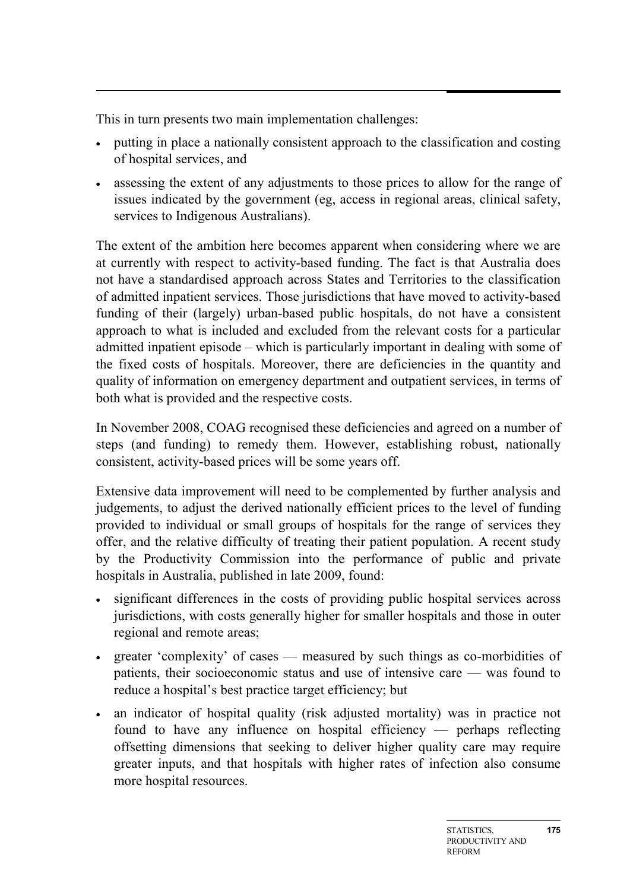This in turn presents two main implementation challenges:

- putting in place a nationally consistent approach to the classification and costing of hospital services, and
- assessing the extent of any adjustments to those prices to allow for the range of issues indicated by the government (eg, access in regional areas, clinical safety, services to Indigenous Australians).

The extent of the ambition here becomes apparent when considering where we are at currently with respect to activity-based funding. The fact is that Australia does not have a standardised approach across States and Territories to the classification of admitted inpatient services. Those jurisdictions that have moved to activity-based funding of their (largely) urban-based public hospitals, do not have a consistent approach to what is included and excluded from the relevant costs for a particular admitted inpatient episode – which is particularly important in dealing with some of the fixed costs of hospitals. Moreover, there are deficiencies in the quantity and quality of information on emergency department and outpatient services, in terms of both what is provided and the respective costs.

In November 2008, COAG recognised these deficiencies and agreed on a number of steps (and funding) to remedy them. However, establishing robust, nationally consistent, activity-based prices will be some years off.

Extensive data improvement will need to be complemented by further analysis and judgements, to adjust the derived nationally efficient prices to the level of funding provided to individual or small groups of hospitals for the range of services they offer, and the relative difficulty of treating their patient population. A recent study by the Productivity Commission into the performance of public and private hospitals in Australia, published in late 2009, found:

- significant differences in the costs of providing public hospital services across jurisdictions, with costs generally higher for smaller hospitals and those in outer regional and remote areas;
- greater 'complexity' of cases — measured by such things as co-morbidities of patients, their socioeconomic status and use of intensive care — was found to reduce a hospital's best practice target efficiency; but
- an indicator of hospital quality (risk adjusted mortality) was in practice not found to have any influence on hospital efficiency — perhaps reflecting offsetting dimensions that seeking to deliver higher quality care may require greater inputs, and that hospitals with higher rates of infection also consume more hospital resources.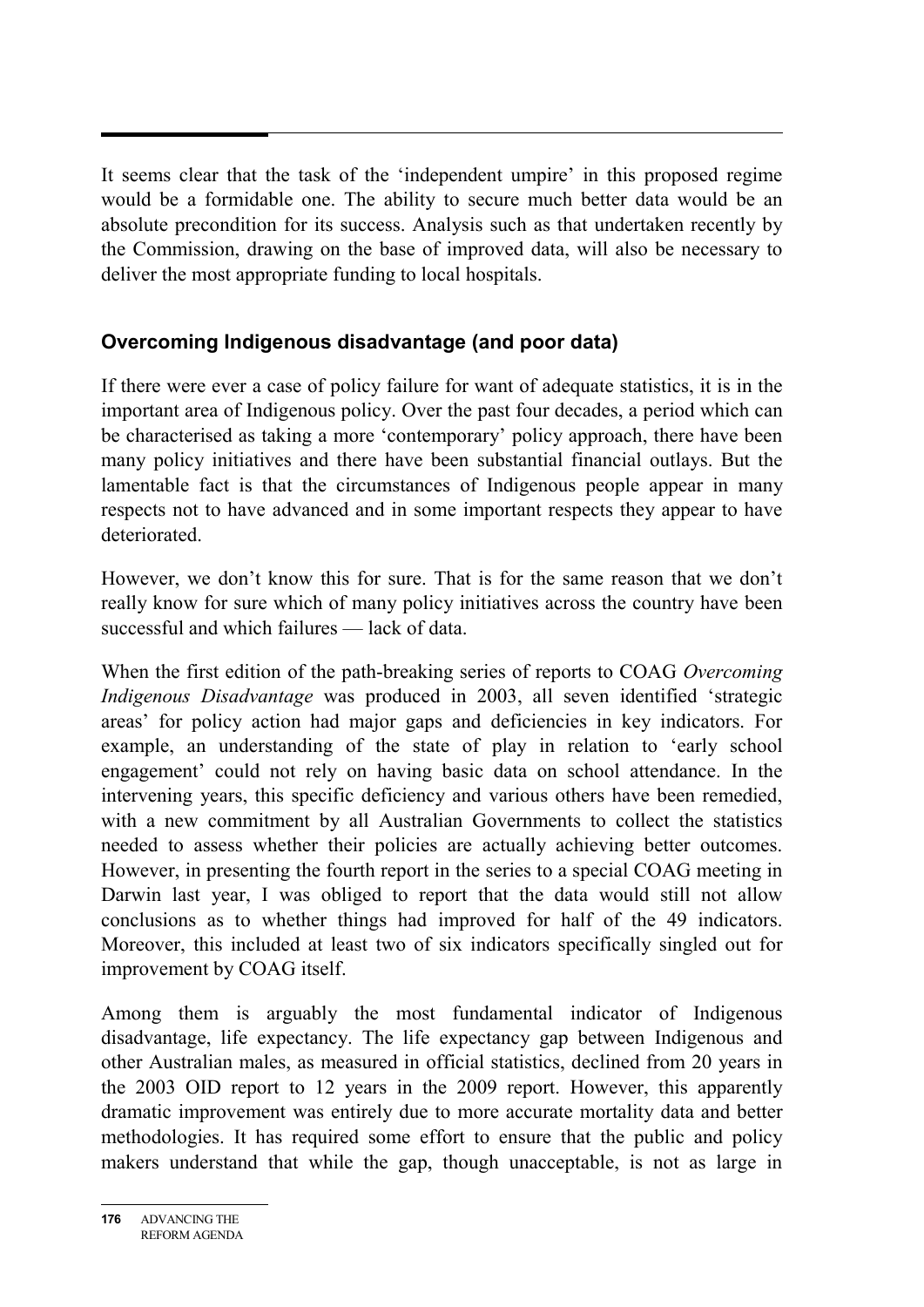It seems clear that the task of the 'independent umpire' in this proposed regime would be a formidable one. The ability to secure much better data would be an absolute precondition for its success. Analysis such as that undertaken recently by the Commission, drawing on the base of improved data, will also be necessary to deliver the most appropriate funding to local hospitals.

### Overcoming Indigenous disadvantage (and poor data)

If there were ever a case of policy failure for want of adequate statistics, it is in the important area of Indigenous policy. Over the past four decades, a period which can be characterised as taking a more 'contemporary' policy approach, there have been many policy initiatives and there have been substantial financial outlays. But the lamentable fact is that the circumstances of Indigenous people appear in many respects not to have advanced and in some important respects they appear to have deteriorated.

However, we don't know this for sure. That is for the same reason that we don't really know for sure which of many policy initiatives across the country have been successful and which failures — lack of data.

When the first edition of the path-breaking series of reports to COAG *Overcoming Indigenous Disadvantage* was produced in 2003, all seven identified 'strategic areas' for policy action had major gaps and deficiencies in key indicators. For example, an understanding of the state of play in relation to 'early school engagement' could not rely on having basic data on school attendance. In the intervening years, this specific deficiency and various others have been remedied, with a new commitment by all Australian Governments to collect the statistics needed to assess whether their policies are actually achieving better outcomes. However, in presenting the fourth report in the series to a special COAG meeting in Darwin last year, I was obliged to report that the data would still not allow conclusions as to whether things had improved for half of the 49 indicators. Moreover, this included at least two of six indicators specifically singled out for improvement by COAG itself.

Among them is arguably the most fundamental indicator of Indigenous disadvantage, life expectancy. The life expectancy gap between Indigenous and other Australian males, as measured in official statistics, declined from 20 years in the 2003 OID report to 12 years in the 2009 report. However, this apparently dramatic improvement was entirely due to more accurate mortality data and better methodologies. It has required some effort to ensure that the public and policy makers understand that while the gap, though unacceptable, is not as large in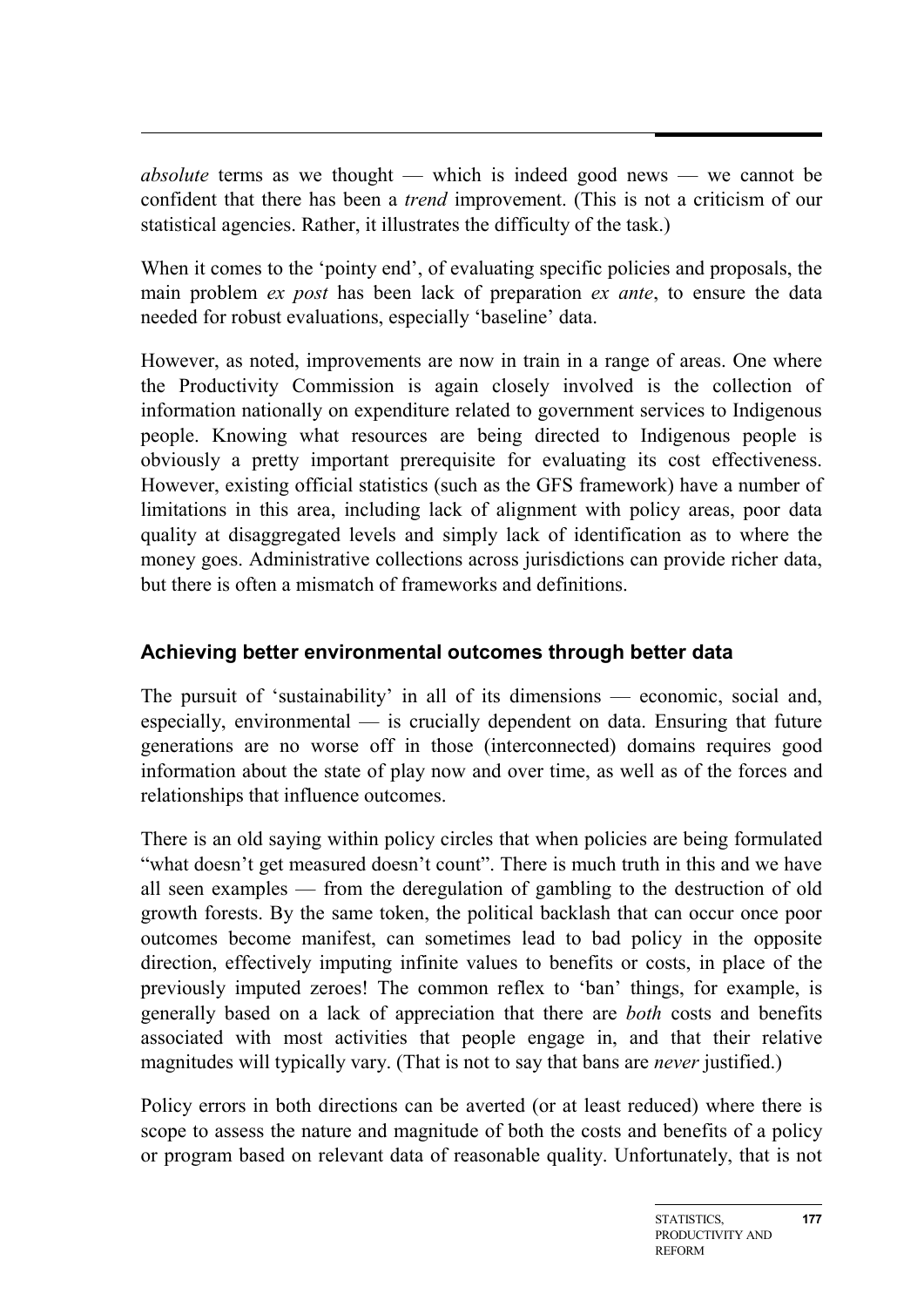*absolute* terms as we thought — which is indeed good news — we cannot be confident that there has been a *trend* improvement. (This is not a criticism of our statistical agencies. Rather, it illustrates the difficulty of the task.)

When it comes to the 'pointy end', of evaluating specific policies and proposals, the main problem *ex post* has been lack of preparation *ex ante*, to ensure the data needed for robust evaluations, especially 'baseline' data.

However, as noted, improvements are now in train in a range of areas. One where the Productivity Commission is again closely involved is the collection of information nationally on expenditure related to government services to Indigenous people. Knowing what resources are being directed to Indigenous people is obviously a pretty important prerequisite for evaluating its cost effectiveness. However, existing official statistics (such as the GFS framework) have a number of limitations in this area, including lack of alignment with policy areas, poor data quality at disaggregated levels and simply lack of identification as to where the money goes. Administrative collections across jurisdictions can provide richer data, but there is often a mismatch of frameworks and definitions.

### Achieving better environmental outcomes through better data

The pursuit of 'sustainability' in all of its dimensions — economic, social and, especially, environmental — is crucially dependent on data. Ensuring that future generations are no worse off in those (interconnected) domains requires good information about the state of play now and over time, as well as of the forces and relationships that influence outcomes.

There is an old saying within policy circles that when policies are being formulated "what doesn't get measured doesn't count". There is much truth in this and we have all seen examples — from the deregulation of gambling to the destruction of old growth forests. By the same token, the political backlash that can occur once poor outcomes become manifest, can sometimes lead to bad policy in the opposite direction, effectively imputing infinite values to benefits or costs, in place of the previously imputed zeroes! The common reflex to 'ban' things, for example, is generally based on a lack of appreciation that there are *both* costs and benefits associated with most activities that people engage in, and that their relative magnitudes will typically vary. (That is not to say that bans are *never* justified.)

Policy errors in both directions can be averted (or at least reduced) where there is scope to assess the nature and magnitude of both the costs and benefits of a policy or program based on relevant data of reasonable quality. Unfortunately, that is not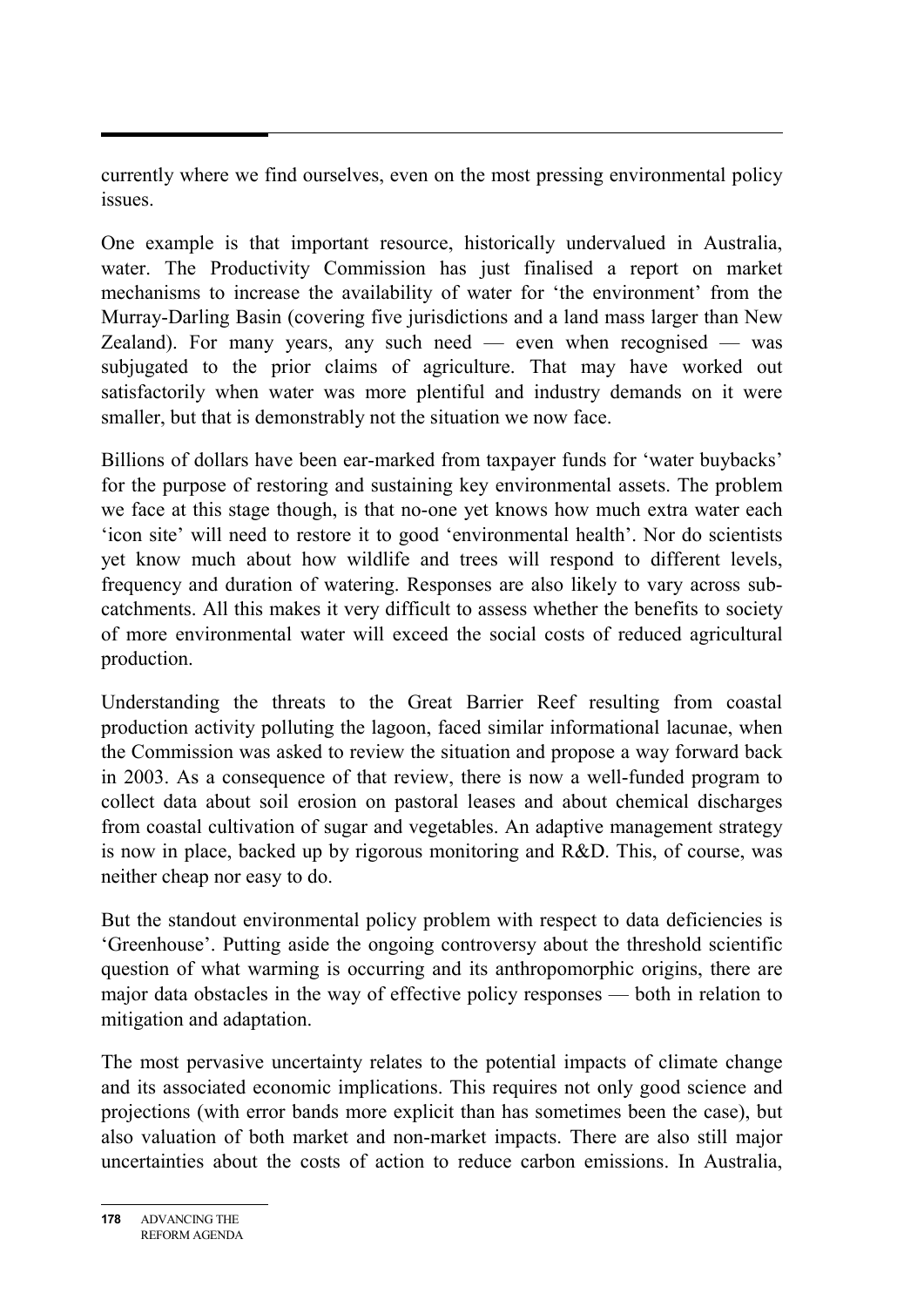currently where we find ourselves, even on the most pressing environmental policy issues.

One example is that important resource, historically undervalued in Australia, water. The Productivity Commission has just finalised a report on market mechanisms to increase the availability of water for 'the environment' from the Murray-Darling Basin (covering five jurisdictions and a land mass larger than New Zealand). For many years, any such need — even when recognised — was subjugated to the prior claims of agriculture. That may have worked out satisfactorily when water was more plentiful and industry demands on it were smaller, but that is demonstrably not the situation we now face.

Billions of dollars have been ear-marked from taxpayer funds for 'water buybacks' for the purpose of restoring and sustaining key environmental assets. The problem we face at this stage though, is that no-one yet knows how much extra water each 'icon site' will need to restore it to good 'environmental health'. Nor do scientists yet know much about how wildlife and trees will respond to different levels, frequency and duration of watering. Responses are also likely to vary across sub-catchments. All this makes it very difficult to assess whether the benefits to society of more environmental water will exceed the social costs of reduced agricultural production.

Understanding the threats to the Great Barrier Reef resulting from coastal production activity polluting the lagoon, faced similar informational lacunae, when the Commission was asked to review the situation and propose a way forward back in 2003. As a consequence of that review, there is now a well-funded program to collect data about soil erosion on pastoral leases and about chemical discharges from coastal cultivation of sugar and vegetables. An adaptive management strategy is now in place, backed up by rigorous monitoring and R&D. This, of course, was neither cheap nor easy to do.

But the standout environmental policy problem with respect to data deficiencies is 'Greenhouse'. Putting aside the ongoing controversy about the threshold scientific question of what warming is occurring and its anthropomorphic origins, there are major data obstacles in the way of effective policy responses — both in relation to mitigation and adaptation.

The most pervasive uncertainty relates to the potential impacts of climate change and its associated economic implications. This requires not only good science and projections (with error bands more explicit than has sometimes been the case), but also valuation of both market and non-market impacts. There are also still major uncertainties about the costs of action to reduce carbon emissions. In Australia,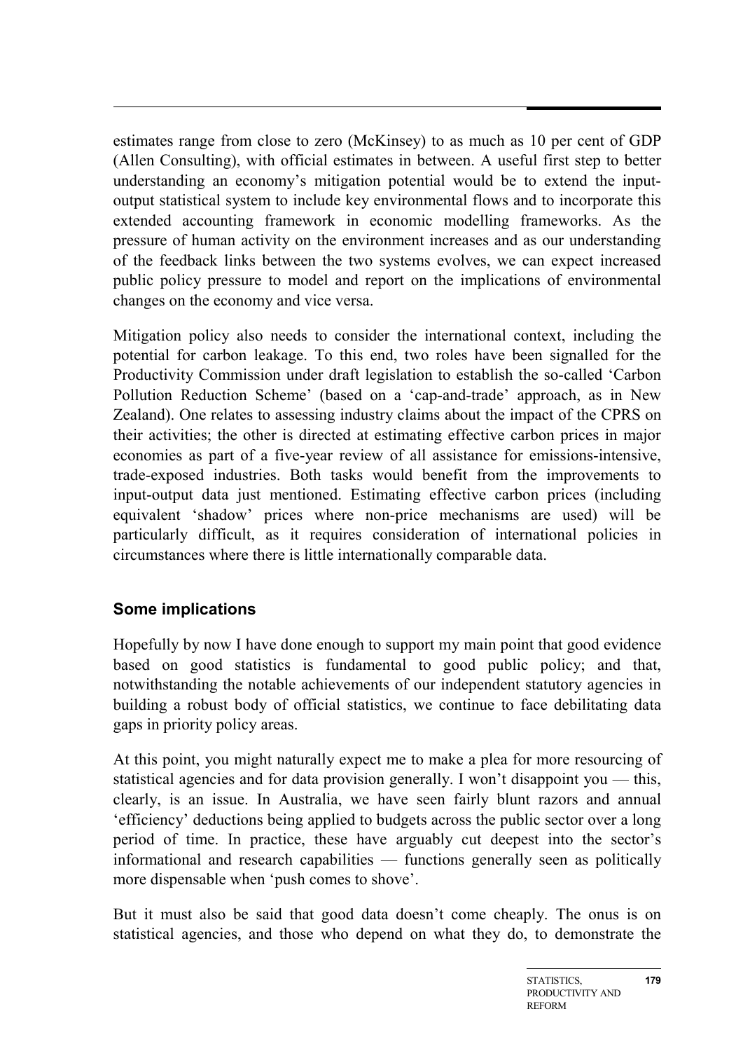estimates range from close to zero (McKinsey) to as much as 10 per cent of GDP (Allen Consulting), with official estimates in between. A useful first step to better understanding an economy's mitigation potential would be to extend the input-output statistical system to include key environmental flows and to incorporate this extended accounting framework in economic modelling frameworks. As the pressure of human activity on the environment increases and as our understanding of the feedback links between the two systems evolves, we can expect increased public policy pressure to model and report on the implications of environmental changes on the economy and vice versa.

Mitigation policy also needs to consider the international context, including the potential for carbon leakage. To this end, two roles have been signalled for the Productivity Commission under draft legislation to establish the so-called 'Carbon Pollution Reduction Scheme' (based on a 'cap-and-trade' approach, as in New Zealand). One relates to assessing industry claims about the impact of the CPRS on their activities; the other is directed at estimating effective carbon prices in major economies as part of a five-year review of all assistance for emissions-intensive, trade-exposed industries. Both tasks would benefit from the improvements to input-output data just mentioned. Estimating effective carbon prices (including equivalent 'shadow' prices where non-price mechanisms are used) will be particularly difficult, as it requires consideration of international policies in circumstances where there is little internationally comparable data.

### Some implications

Hopefully by now I have done enough to support my main point that good evidence based on good statistics is fundamental to good public policy; and that, notwithstanding the notable achievements of our independent statutory agencies in building a robust body of official statistics, we continue to face debilitating data gaps in priority policy areas.

At this point, you might naturally expect me to make a plea for more resourcing of statistical agencies and for data provision generally. I won't disappoint you — this, clearly, is an issue. In Australia, we have seen fairly blunt razors and annual 'efficiency' deductions being applied to budgets across the public sector over a long period of time. In practice, these have arguably cut deepest into the sector's informational and research capabilities — functions generally seen as politically more dispensable when 'push comes to shove'.

But it must also be said that good data doesn't come cheaply. The onus is on statistical agencies, and those who depend on what they do, to demonstrate the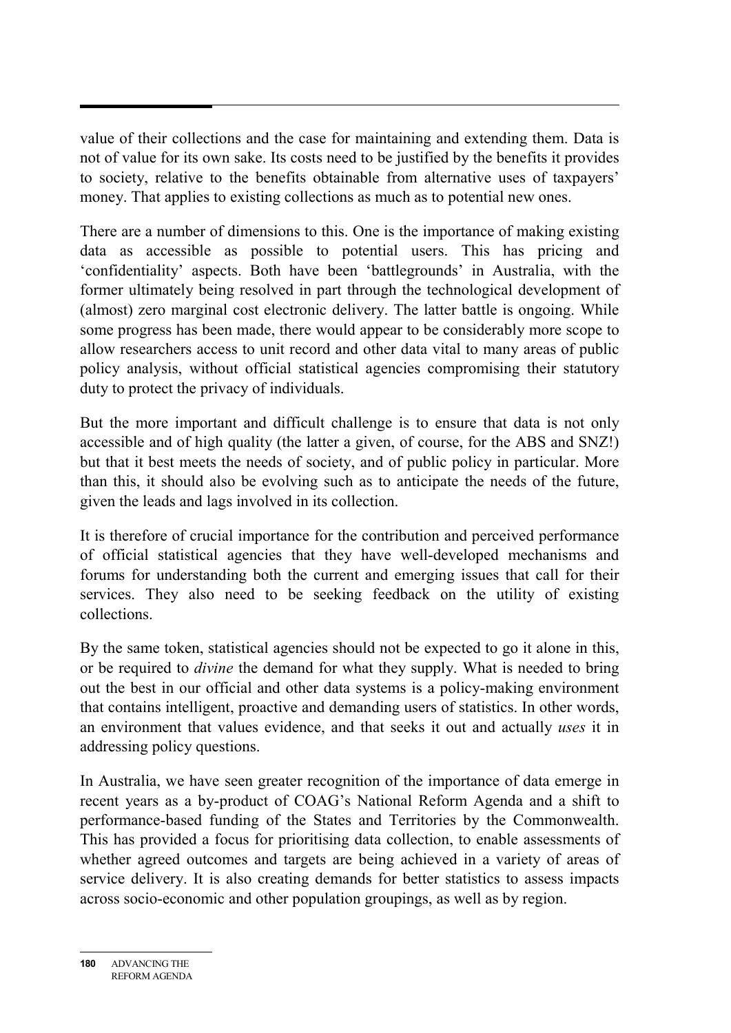value of their collections and the case for maintaining and extending them. Data is not of value for its own sake. Its costs need to be justified by the benefits it provides to society, relative to the benefits obtainable from alternative uses of taxpayers' money. That applies to existing collections as much as to potential new ones.

There are a number of dimensions to this. One is the importance of making existing data as accessible as possible to potential users. This has pricing and 'confidentiality' aspects. Both have been 'battlegrounds' in Australia, with the former ultimately being resolved in part through the technological development of (almost) zero marginal cost electronic delivery. The latter battle is ongoing. While some progress has been made, there would appear to be considerably more scope to allow researchers access to unit record and other data vital to many areas of public policy analysis, without official statistical agencies compromising their statutory duty to protect the privacy of individuals.

But the more important and difficult challenge is to ensure that data is not only accessible and of high quality (the latter a given, of course, for the ABS and SNZ!) but that it best meets the needs of society, and of public policy in particular. More than this, it should also be evolving such as to anticipate the needs of the future, given the leads and lags involved in its collection.

It is therefore of crucial importance for the contribution and perceived performance of official statistical agencies that they have well-developed mechanisms and forums for understanding both the current and emerging issues that call for their services. They also need to be seeking feedback on the utility of existing collections.

By the same token, statistical agencies should not be expected to go it alone in this, or be required to *divine* the demand for what they supply. What is needed to bring out the best in our official and other data systems is a policy-making environment that contains intelligent, proactive and demanding users of statistics. In other words, an environment that values evidence, and that seeks it out and actually *uses* it in addressing policy questions.

In Australia, we have seen greater recognition of the importance of data emerge in recent years as a by-product of COAG's National Reform Agenda and a shift to performance-based funding of the States and Territories by the Commonwealth. This has provided a focus for prioritising data collection, to enable assessments of whether agreed outcomes and targets are being achieved in a variety of areas of service delivery. It is also creating demands for better statistics to assess impacts across socio-economic and other population groupings, as well as by region.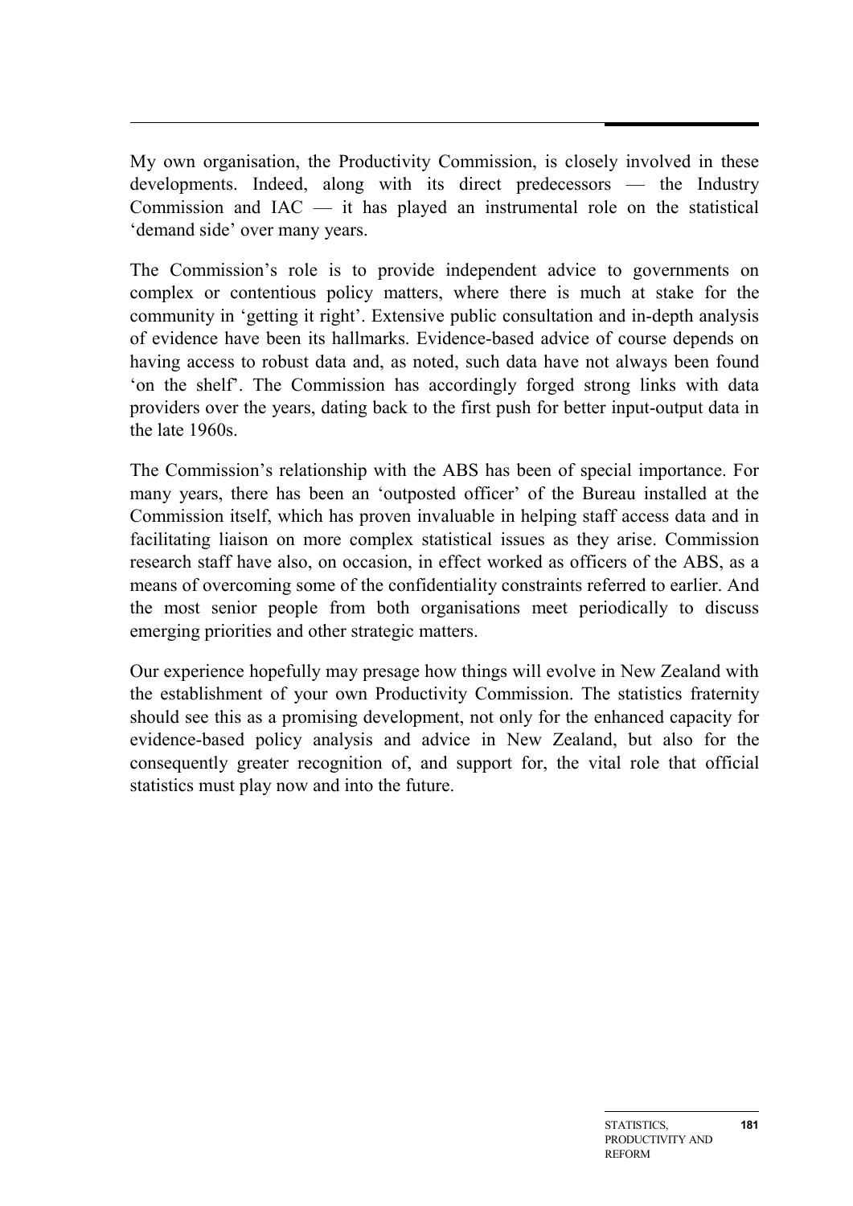My own organisation, the Productivity Commission, is closely involved in these developments. Indeed, along with its direct predecessors — the Industry Commission and IAC — it has played an instrumental role on the statistical 'demand side' over many years.

The Commission's role is to provide independent advice to governments on complex or contentious policy matters, where there is much at stake for the community in 'getting it right'. Extensive public consultation and in-depth analysis of evidence have been its hallmarks. Evidence-based advice of course depends on having access to robust data and, as noted, such data have not always been found 'on the shelf'. The Commission has accordingly forged strong links with data providers over the years, dating back to the first push for better input-output data in the late 1960s.

The Commission's relationship with the ABS has been of special importance. For many years, there has been an 'outposted officer' of the Bureau installed at the Commission itself, which has proven invaluable in helping staff access data and in facilitating liaison on more complex statistical issues as they arise. Commission research staff have also, on occasion, in effect worked as officers of the ABS, as a means of overcoming some of the confidentiality constraints referred to earlier. And the most senior people from both organisations meet periodically to discuss emerging priorities and other strategic matters.

Our experience hopefully may presage how things will evolve in New Zealand with the establishment of your own Productivity Commission. The statistics fraternity should see this as a promising development, not only for the enhanced capacity for evidence-based policy analysis and advice in New Zealand, but also for the consequently greater recognition of, and support for, the vital role that official statistics must play now and into the future.